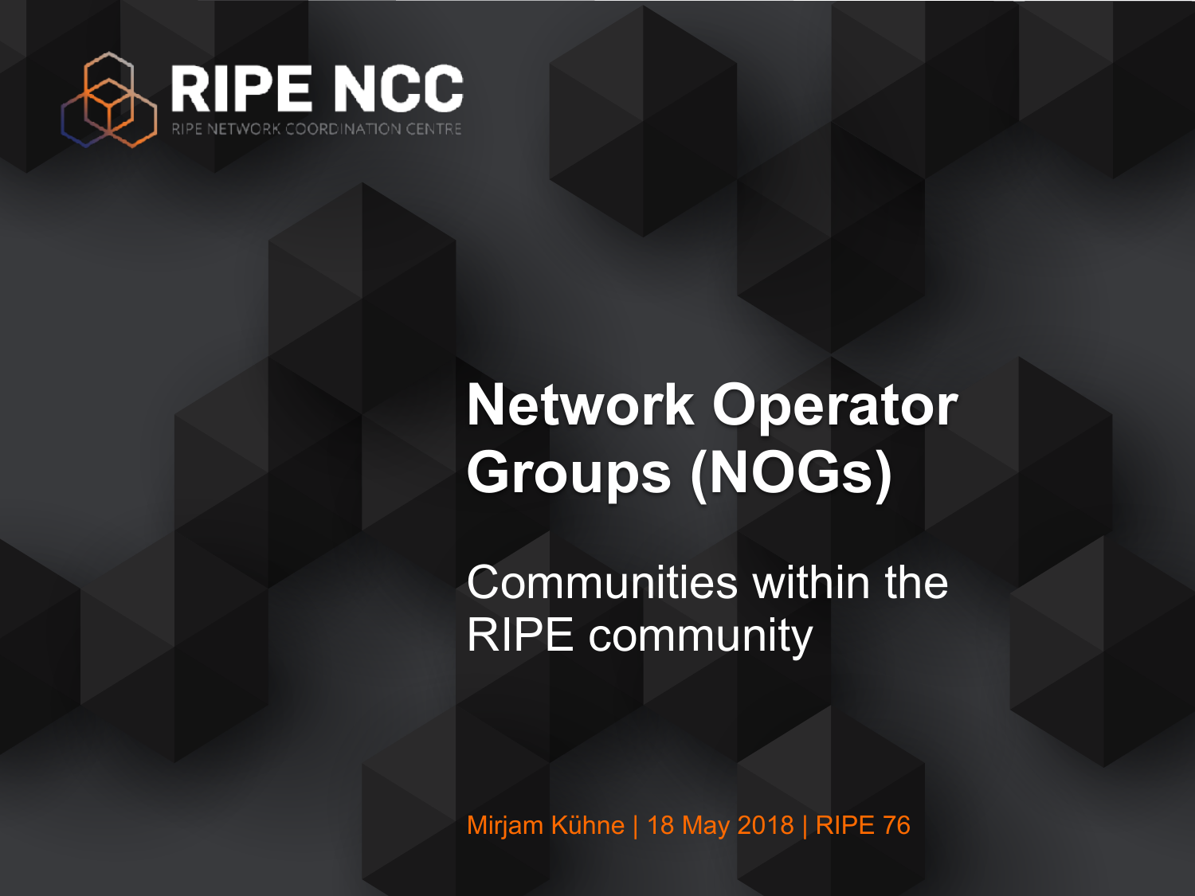RIPE NCC

RIPE NETWORK COORDINATION CENTRE

# Network Operator Groups (NOGs)

## Communities within the RIPE community

Mirjam Kühne | 18 May 2018 | RIPE 76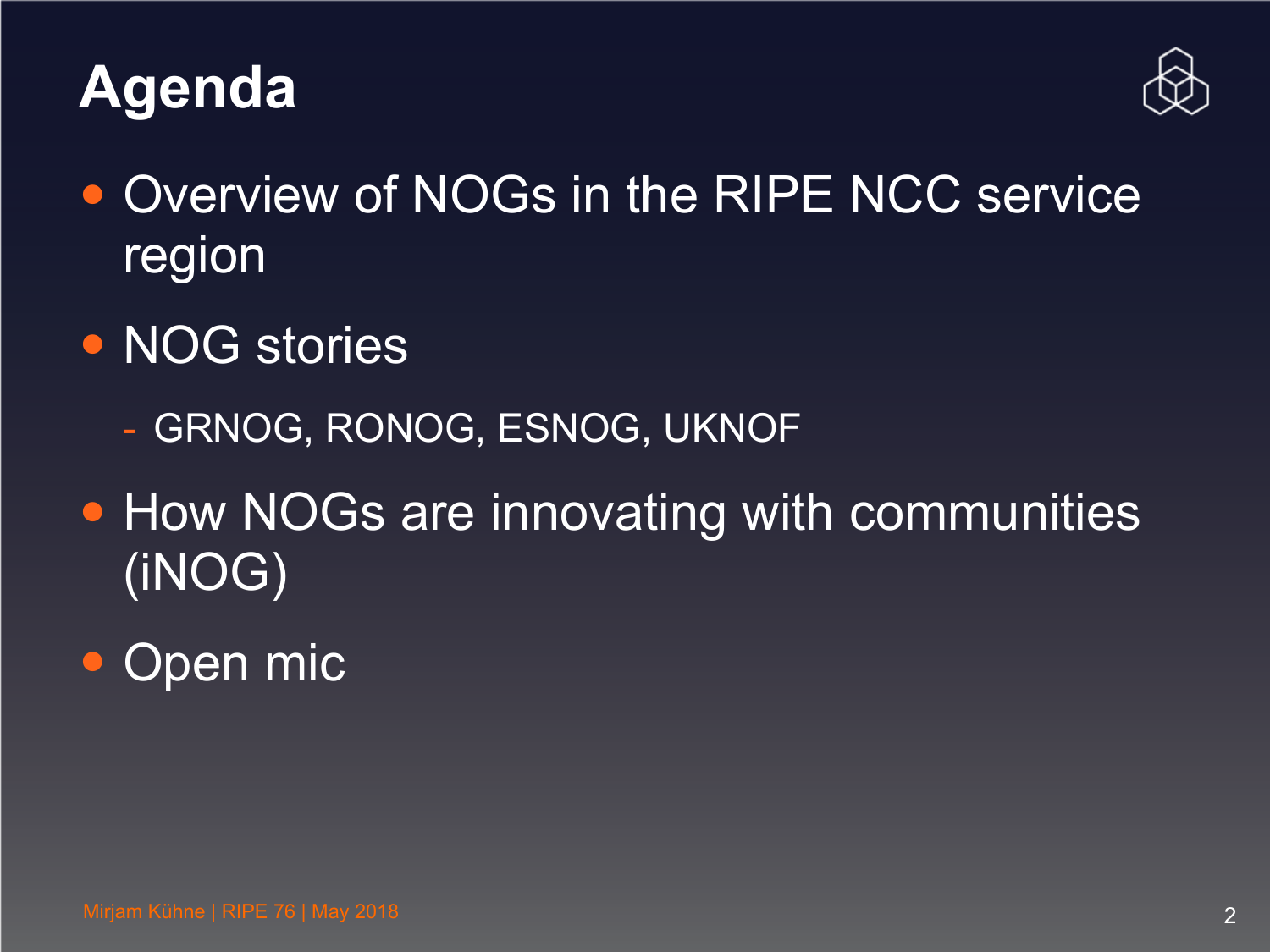# Agenda

- Overview of NOGs in the RIPE NCC service region
- NOG stories
  - GRNOG, RONOG, ESNOG, UKNOF
- How NOGs are innovating with communities (iNOG)
- Open mic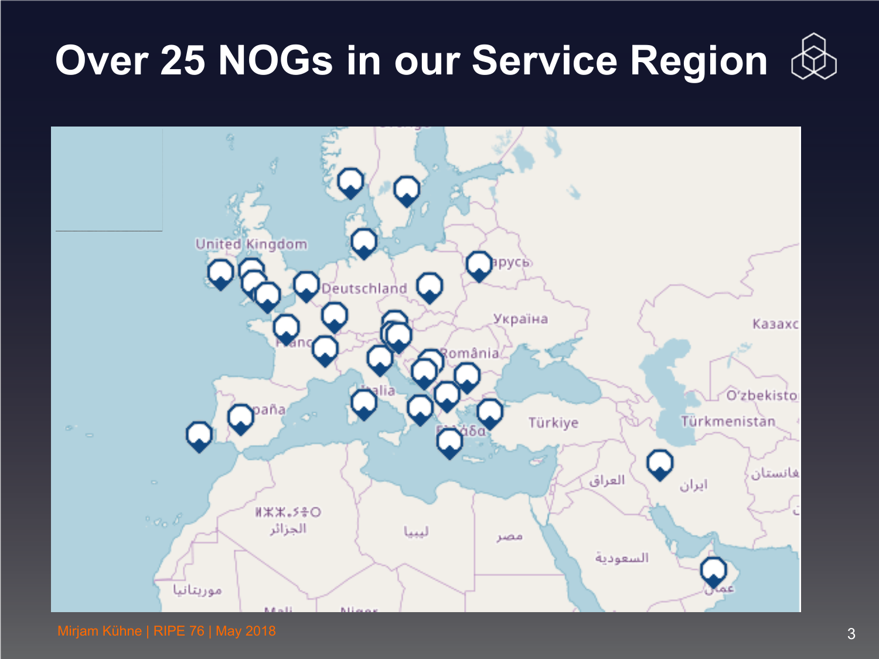# Over 25 NOGs in our Service Region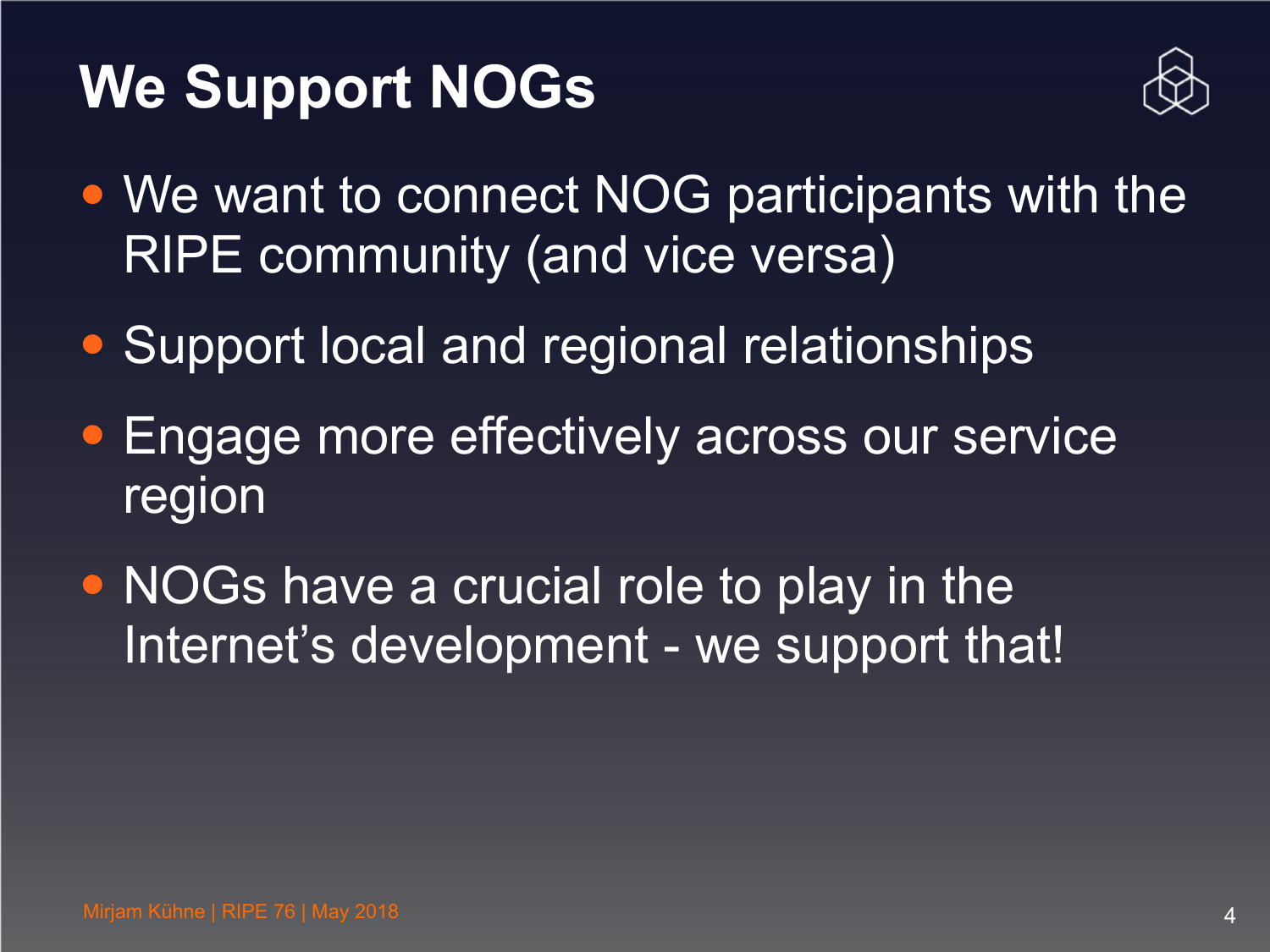# We Support NOGs

- We want to connect NOG participants with the RIPE community (and vice versa)
- Support local and regional relationships
- Engage more effectively across our service region
- NOGs have a crucial role to play in the Internet's development - we support that!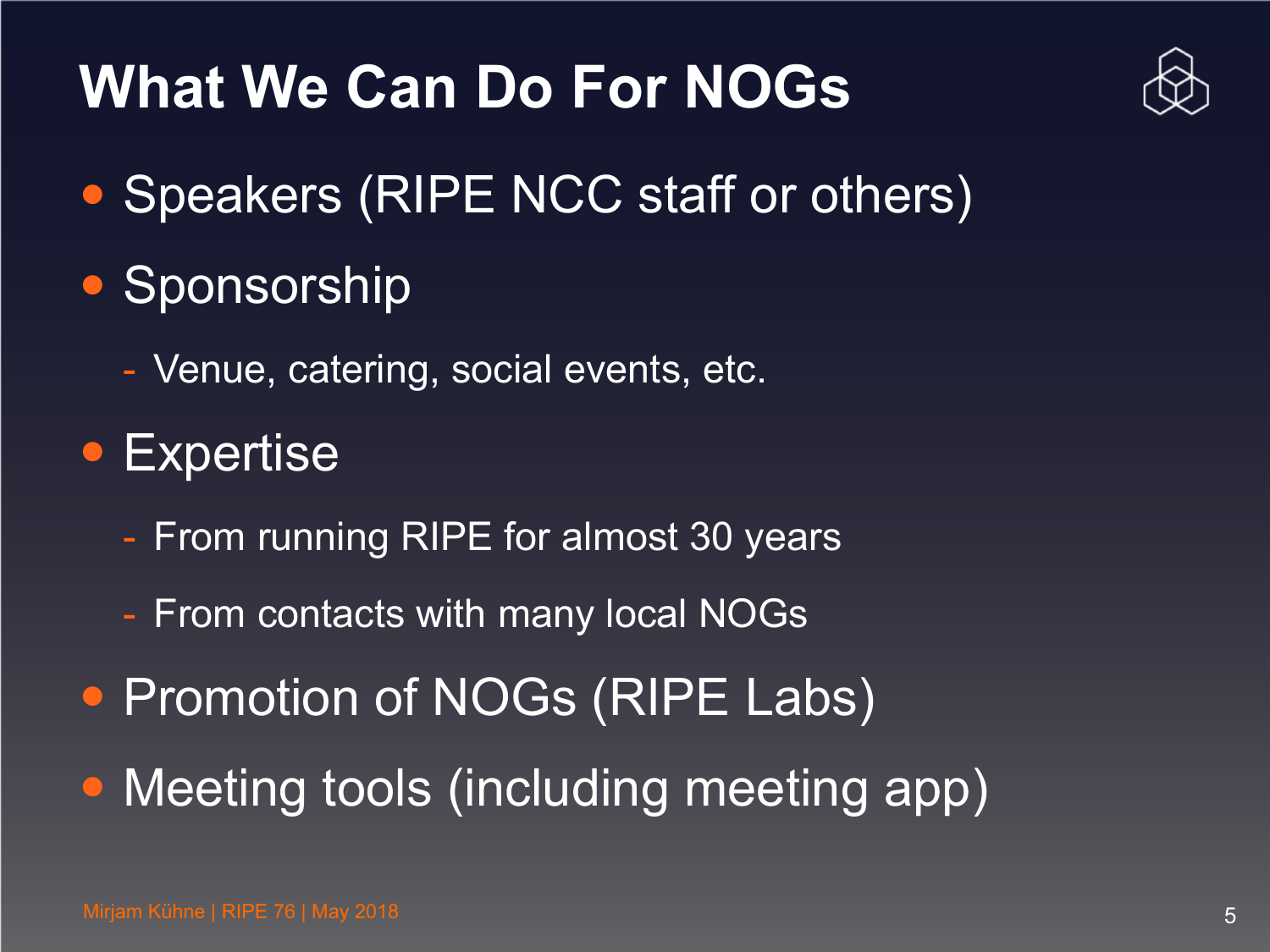# What We Can Do For NOGs

- Speakers (RIPE NCC staff or others)
- Sponsorship
  - Venue, catering, social events, etc.
- Expertise
  - From running RIPE for almost 30 years
  - From contacts with many local NOGs
- Promotion of NOGs (RIPE Labs)
- Meeting tools (including meeting app)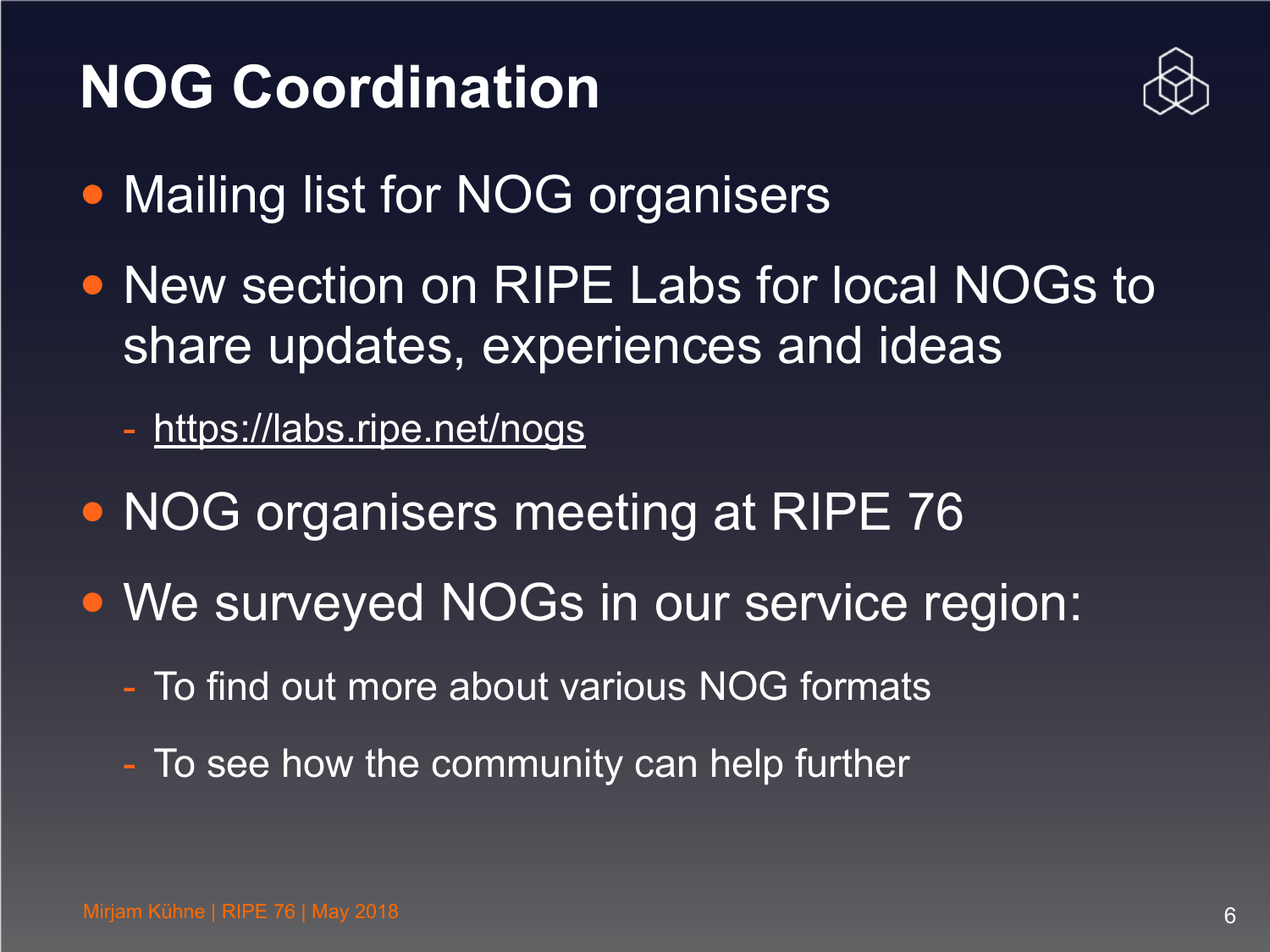# NOG Coordination

- Mailing list for NOG organisers
- New section on RIPE Labs for local NOGs to share updates, experiences and ideas
  - https://labs.ripe.net/nogs
- NOG organisers meeting at RIPE 76
- We surveyed NOGs in our service region:
  - To find out more about various NOG formats
  - To see how the community can help further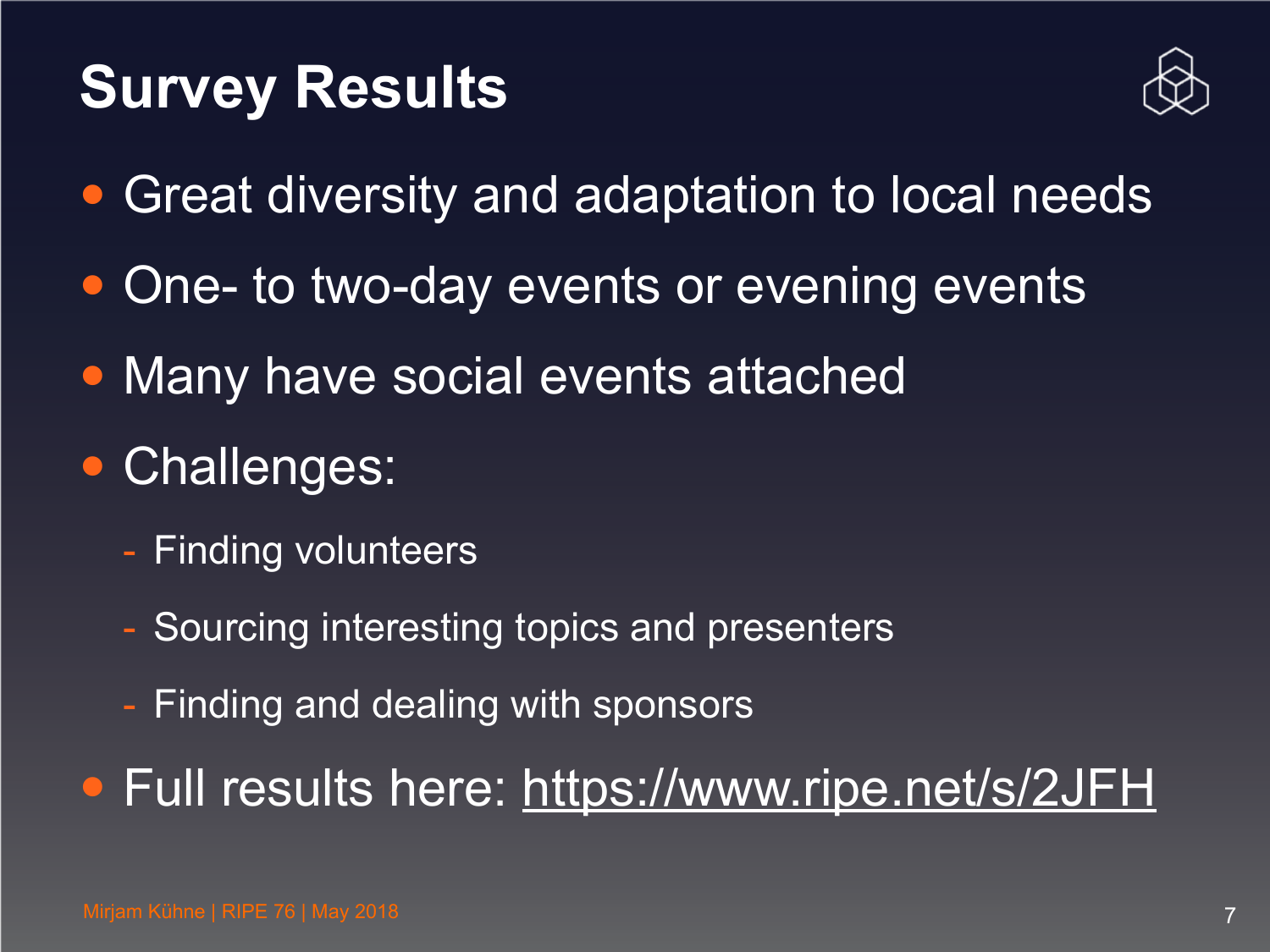# Survey Results

- Great diversity and adaptation to local needs
- One- to two-day events or evening events
- Many have social events attached
- Challenges:
  - Finding volunteers
  - Sourcing interesting topics and presenters
  - Finding and dealing with sponsors
- Full results here: https://www.ripe.net/s/2JFH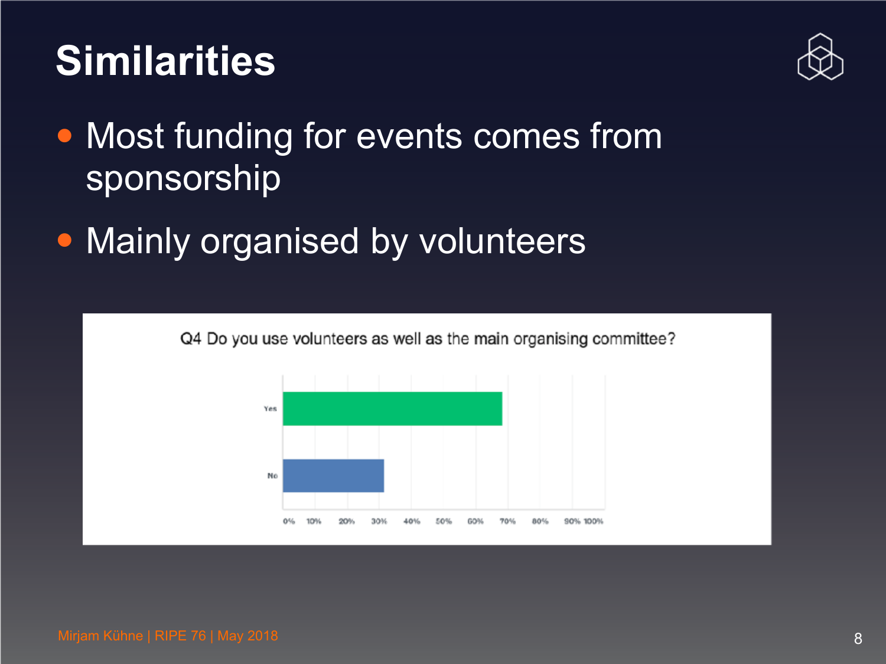# Similarities

- Most funding for events comes from sponsorship
- Mainly organised by volunteers

Q4 Do you use volunteers as well as the main organising committee?

Yes

No

0% 10% 20% 30% 40% 50% 60% 70% 80% 90% 100%

Mirjam Kühne | RIPE 76 | May 2018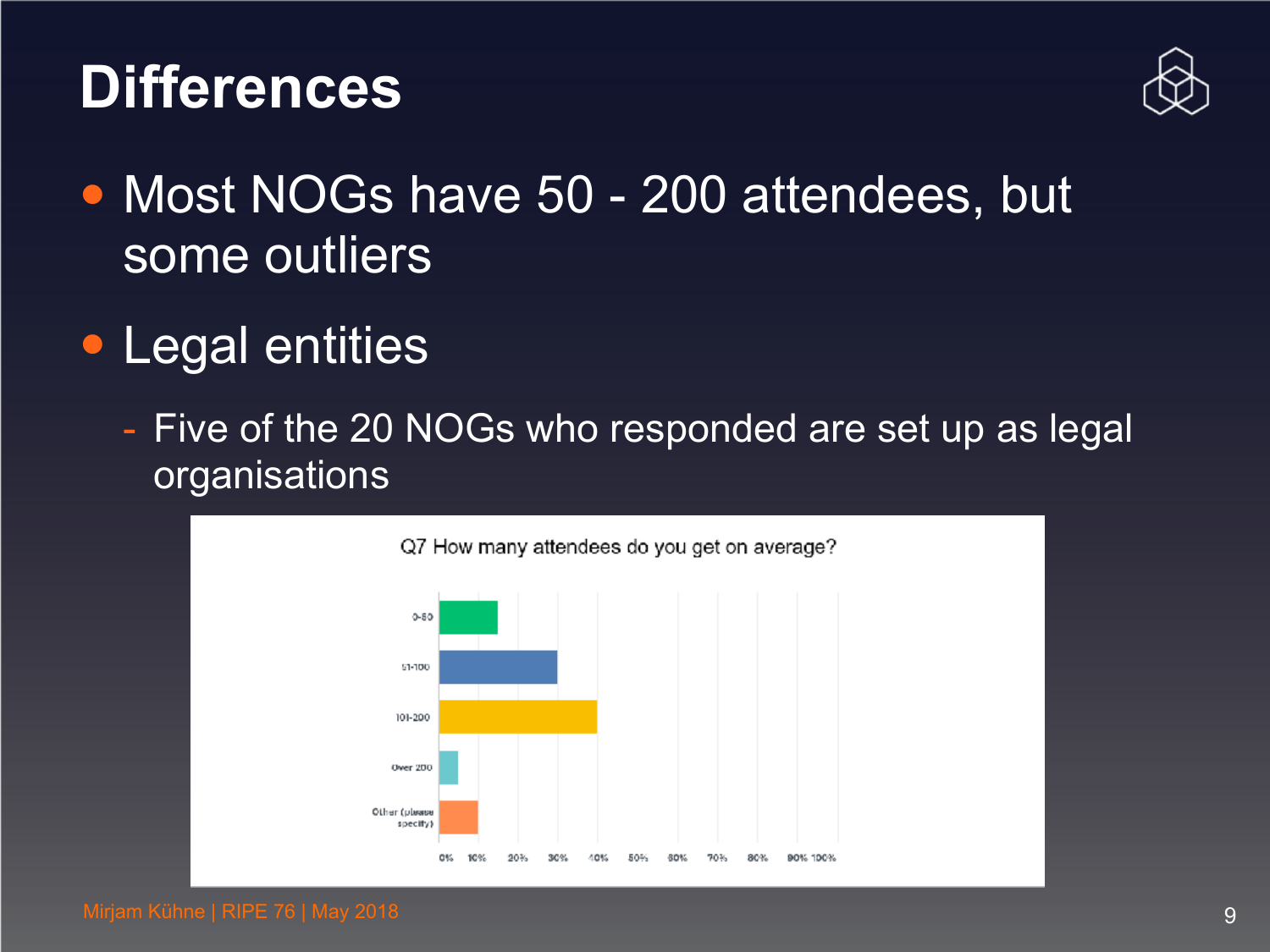# Differences

- Most NOGs have 50 - 200 attendees, but some outliers
- Legal entities
  - Five of the 20 NOGs who responded are set up as legal organisations

Q7 How many attendees do you get on average?

0-50

51-100

101-200

Over 200

Other (please specify)

0% 10% 20% 30% 40% 50% 60% 70% 80% 90% 100%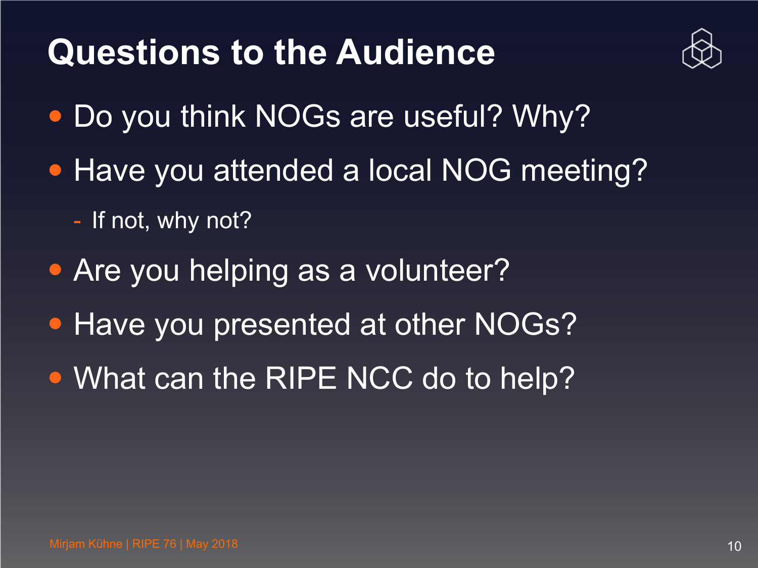# Questions to the Audience

- Do you think NOGs are useful? Why?
- Have you attended a local NOG meeting?
  - If not, why not?
- Are you helping as a volunteer?
- Have you presented at other NOGs?
- What can the RIPE NCC do to help?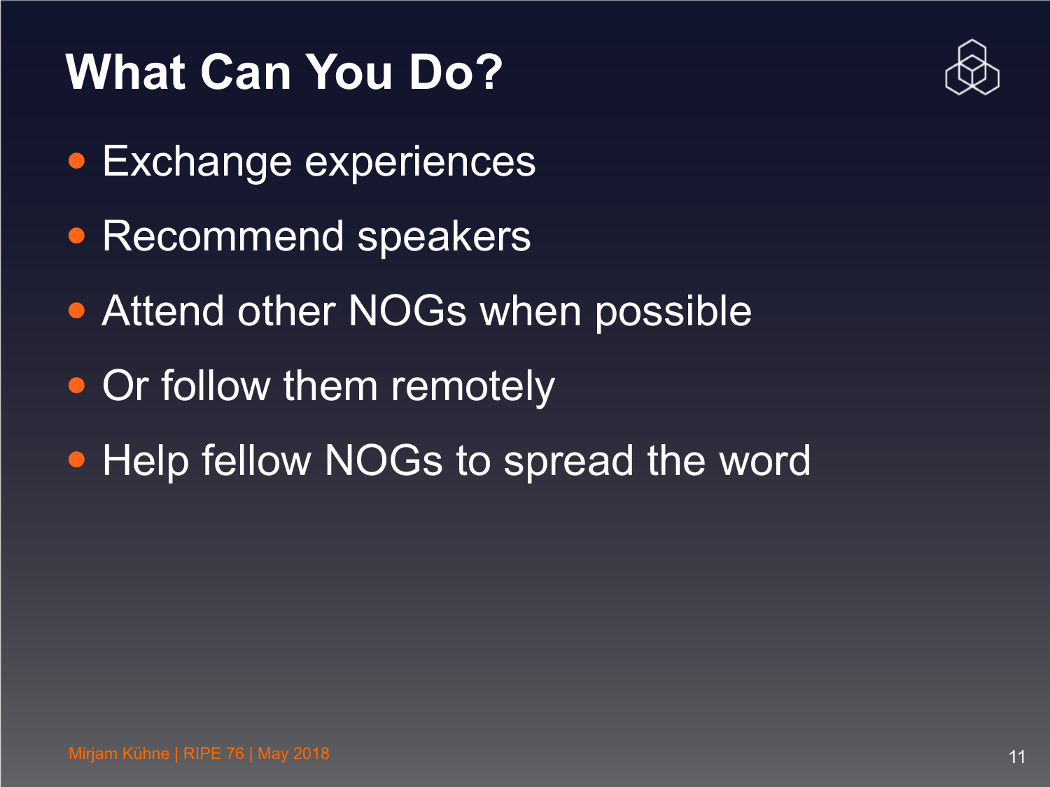# What Can You Do?

- Exchange experiences
- Recommend speakers
- Attend other NOGs when possible
- Or follow them remotely
- Help fellow NOGs to spread the word